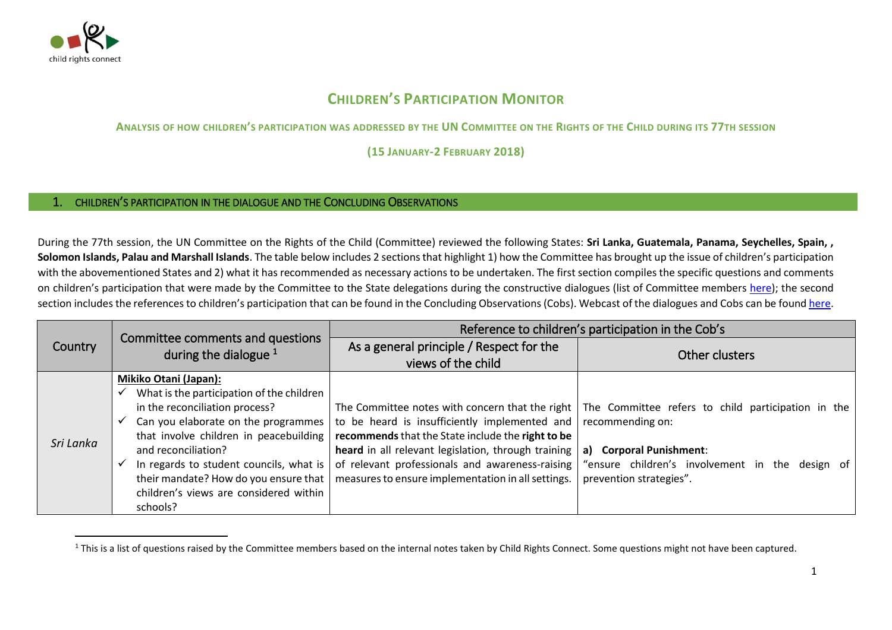# CHILDREN'S PARTICIPATION MONITOR

**ANALYSIS OF HOW CHILDREN'S PARTICIPATION WAS ADDRESSED BY THE UN COMMITTEE ON THE RIGHTS OF THE CHILD DURING ITS 77TH SESSION**

**(15 JANUARY-2 FEBRUARY 2018)**

## 1. CHILDREN'S PARTICIPATION IN THE DIALOGUE AND THE CONCLUDING OBSERVATIONS

During the 77th session, the UN Committee on the Rights of the Child (Committee) reviewed the following States: **Sri Lanka, Guatemala, Panama, Seychelles, Spain, , Solomon Islands, Palau and Marshall Islands**. The table below includes 2 sections that highlight 1) how the Committee has brought up the issue of children's participation with the abovementioned States and 2) what it has recommended as necessary actions to be undertaken. The first section compiles the specific questions and comments on children's participation that were made by the Committee to the State delegations during the constructive dialogues (list of Committee members here); the second section includes the references to children's participation that can be found in the Concluding Observations (Cobs). Webcast of the dialogues and Cobs can be found here.

| Country | Committee comments and questions during the dialogue [1] | Reference to children's participation in the Cob's | |
|---|---|---|---|
| | | As a general principle / Respect for the views of the child | Other clusters |
| *Sri Lanka* | **Mikiko Otani (Japan):**<br>✓ What is the participation of the children in the reconciliation process?<br>✓ Can you elaborate on the programmes that involve children in peacebuilding and reconciliation?<br>✓ In regards to student councils, what is their mandate? How do you ensure that children's views are considered within schools? | The Committee notes with concern that the right to be heard is insufficiently implemented and **recommends** that the State include the **right to be heard** in all relevant legislation, through training of relevant professionals and awareness-raising measures to ensure implementation in all settings. | The Committee refers to child participation in the recommending on:<br><br>**a) Corporal Punishment**:<br>"ensure children's involvement in the design of prevention strategies". |

[1] This is a list of questions raised by the Committee members based on the internal notes taken by Child Rights Connect. Some questions might not have been captured.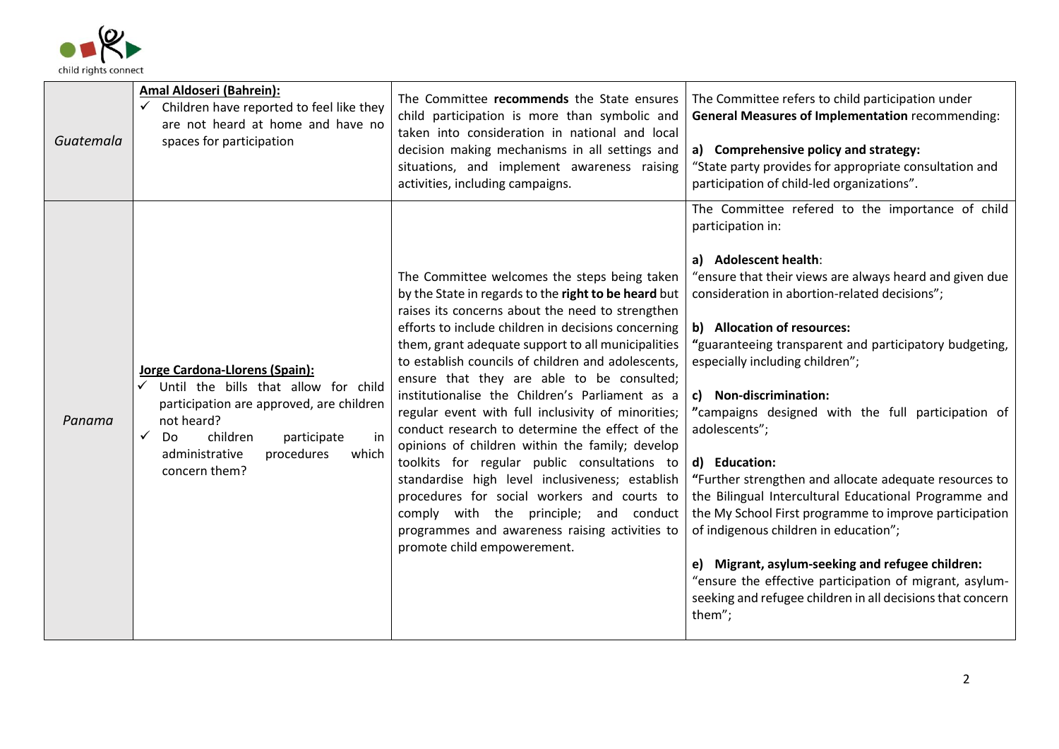| | | | |
|---|---|---|---|
| *Guatemala* | **Amal Aldoseri (Bahrein):**<br>✓ Children have reported to feel like they are not heard at home and have no spaces for participation | The Committee **recommends** the State ensures child participation is more than symbolic and taken into consideration in national and local decision making mechanisms in all settings and situations, and implement awareness raising activities, including campaigns. | The Committee refers to child participation under **General Measures of Implementation** recommending:<br><br>**a) Comprehensive policy and strategy:**<br>"State party provides for appropriate consultation and participation of child-led organizations". |
| *Panama* | **Jorge Cardona-Llorens (Spain):**<br>✓ Until the bills that allow for child participation are approved, are children not heard?<br>✓ Do children participate in administrative procedures which concern them? | The Committee welcomes the steps being taken by the State in regards to the **right to be heard** but raises its concerns about the need to strengthen efforts to include children in decisions concerning them, grant adequate support to all municipalities to establish councils of children and adolescents, ensure that they are able to be consulted; institutionalise the Children's Parliament as a regular event with full inclusivity of minorities; conduct research to determine the effect of the opinions of children within the family; develop toolkits for regular public consultations to standardise high level inclusiveness; establish procedures for social workers and courts to comply with the principle; and conduct programmes and awareness raising activities to promote child empowerement. | The Committee refered to the importance of child participation in:<br><br>**a) Adolescent health**:<br>"ensure that their views are always heard and given due consideration in abortion-related decisions";<br><br>**b) Allocation of resources:**<br>**"**guaranteeing transparent and participatory budgeting, especially including children";<br><br>**c) Non-discrimination:**<br>**"**campaigns designed with the full participation of adolescents";<br><br>**d) Education:**<br>**"**Further strengthen and allocate adequate resources to the Bilingual Intercultural Educational Programme and the My School First programme to improve participation of indigenous children in education";<br><br>**e) Migrant, asylum-seeking and refugee children:**<br>"ensure the effective participation of migrant, asylum-seeking and refugee children in all decisions that concern them"; |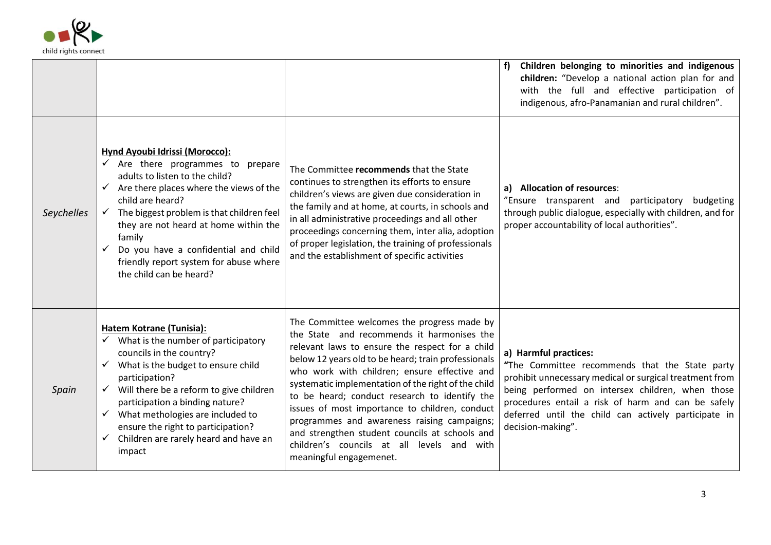| | | | |
|---|---|---|---|
| | | | **f) Children belonging to minorities and indigenous children:** "Develop a national action plan for and with the full and effective participation of indigenous, afro-Panamanian and rural children". |
| *Seychelles* | **<u>Hynd Ayoubi Idrissi (Morocco):</u>**<br>✓ Are there programmes to prepare adults to listen to the child?<br>✓ Are there places where the views of the child are heard?<br>✓ The biggest problem is that children feel they are not heard at home within the family<br>✓ Do you have a confidential and child friendly report system for abuse where the child can be heard? | The Committee **recommends** that the State continues to strengthen its efforts to ensure children's views are given due consideration in the family and at home, at courts, in schools and in all administrative proceedings and all other proceedings concerning them, inter alia, adoption of proper legislation, the training of professionals and the establishment of specific activities | **a) Allocation of resources**:<br>"Ensure transparent and participatory budgeting through public dialogue, especially with children, and for proper accountability of local authorities". |
| *Spain* | **<u>Hatem Kotrane (Tunisia):</u>**<br>✓ What is the number of participatory councils in the country?<br>✓ What is the budget to ensure child participation?<br>✓ Will there be a reform to give children participation a binding nature?<br>✓ What methologies are included to ensure the right to participation?<br>✓ Children are rarely heard and have an impact | The Committee welcomes the progress made by the State and recommends it harmonises the relevant laws to ensure the respect for a child below 12 years old to be heard; train professionals who work with children; ensure effective and systematic implementation of the right of the child to be heard; conduct research to identify the issues of most importance to children, conduct programmes and awareness raising campaigns; and strengthen student councils at schools and children's councils at all levels and with meaningful engagemenet. | **a) Harmful practices:**<br>**"**The Committee recommends that the State party prohibit unnecessary medical or surgical treatment from being performed on intersex children, when those procedures entail a risk of harm and can be safely deferred until the child can actively participate in decision-making". |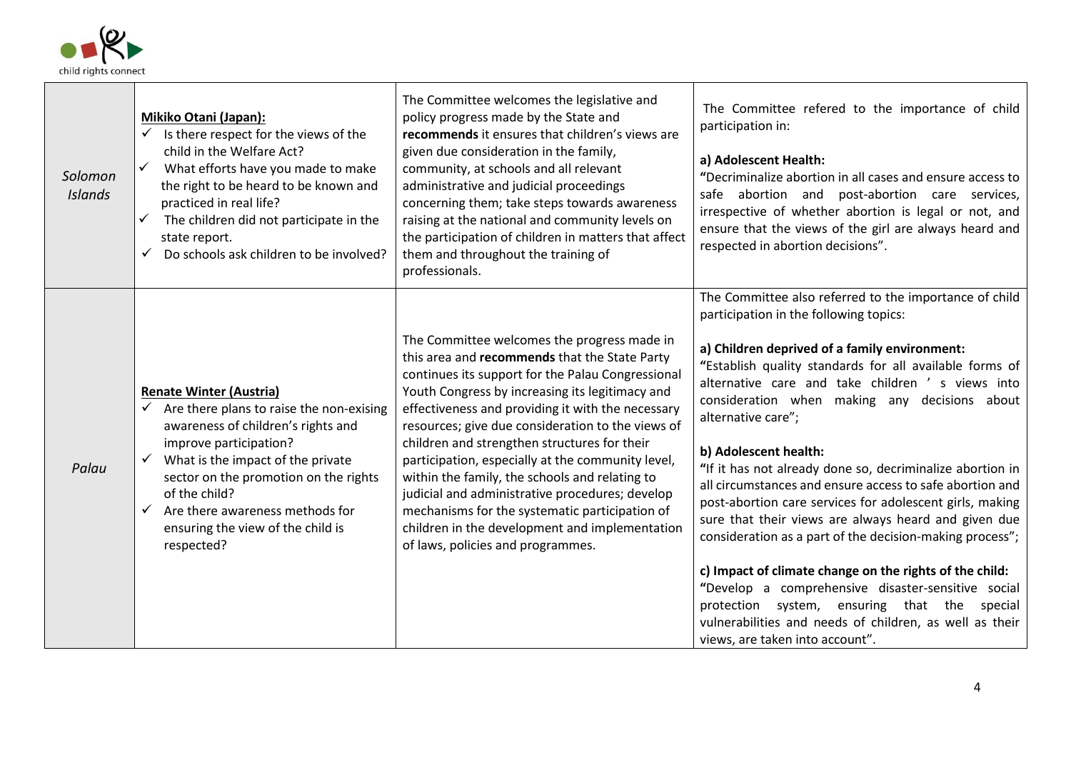| | | | |
|---|---|---|---|
| *Solomon Islands* | <u>**Mikiko Otani (Japan):**</u><br>✓ Is there respect for the views of the child in the Welfare Act?<br>✓ What efforts have you made to make the right to be heard to be known and practiced in real life?<br>✓ The children did not participate in the state report.<br>✓ Do schools ask children to be involved? | The Committee welcomes the legislative and policy progress made by the State and **recommends** it ensures that children's views are given due consideration in the family, community, at schools and all relevant administrative and judicial proceedings concerning them; take steps towards awareness raising at the national and community levels on the participation of children in matters that affect them and throughout the training of professionals. | The Committee refered to the importance of child participation in:<br><br>**a) Adolescent Health:**<br>**"**Decriminalize abortion in all cases and ensure access to safe abortion and post-abortion care services, irrespective of whether abortion is legal or not, and ensure that the views of the girl are always heard and respected in abortion decisions". |
| *Palau* | <u>**Renate Winter (Austria)**</u><br>✓ Are there plans to raise the non-exising awareness of children's rights and improve participation?<br>✓ What is the impact of the private sector on the promotion on the rights of the child?<br>✓ Are there awareness methods for ensuring the view of the child is respected? | The Committee welcomes the progress made in this area and **recommends** that the State Party continues its support for the Palau Congressional Youth Congress by increasing its legitimacy and effectiveness and providing it with the necessary resources; give due consideration to the views of children and strengthen structures for their participation, especially at the community level, within the family, the schools and relating to judicial and administrative procedures; develop mechanisms for the systematic participation of children in the development and implementation of laws, policies and programmes. | The Committee also referred to the importance of child participation in the following topics:<br><br>**a) Children deprived of a family environment:**<br>**"**Establish quality standards for all available forms of alternative care and take children ' s views into consideration when making any decisions about alternative care";<br><br>**b) Adolescent health:**<br>**"**If it has not already done so, decriminalize abortion in all circumstances and ensure access to safe abortion and post-abortion care services for adolescent girls, making sure that their views are always heard and given due consideration as a part of the decision-making process";<br><br>**c) Impact of climate change on the rights of the child:**<br>**"**Develop a comprehensive disaster-sensitive social protection system, ensuring that the special vulnerabilities and needs of children, as well as their views, are taken into account". |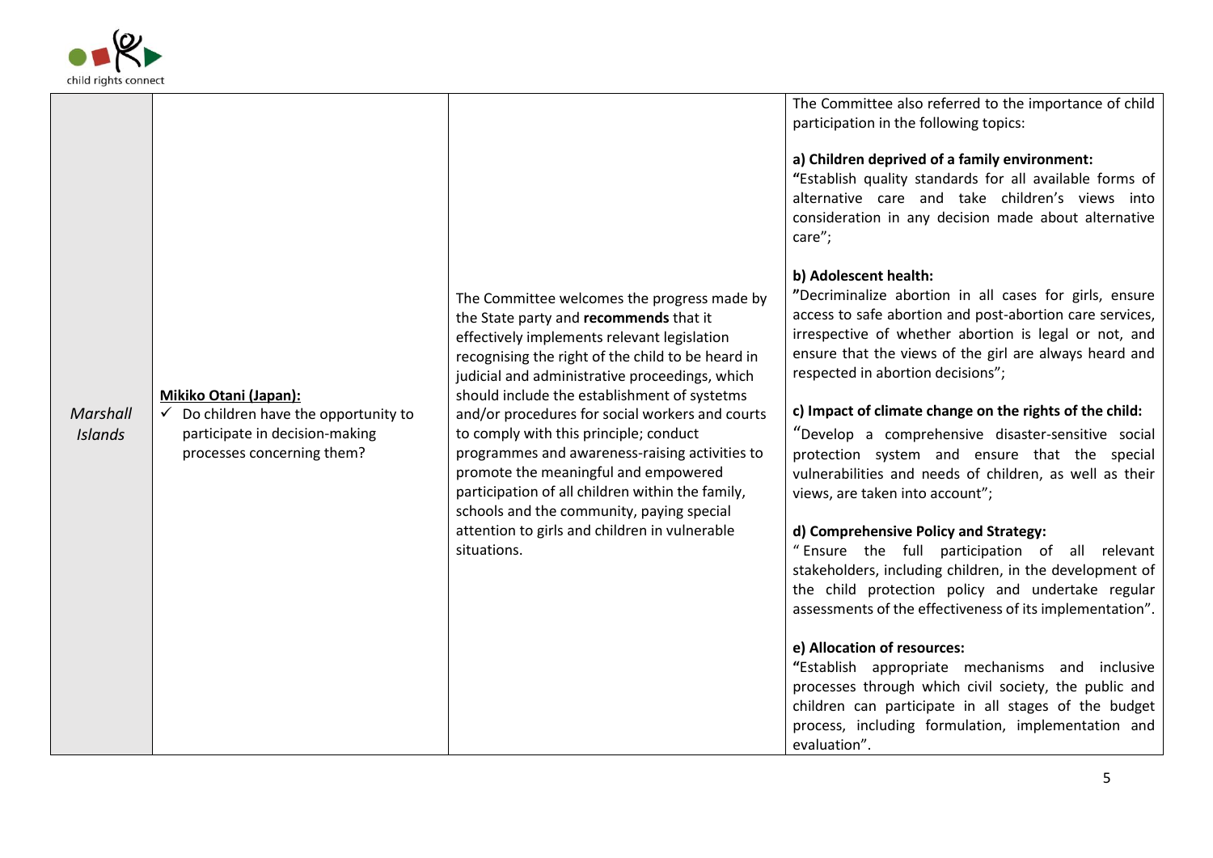| *Marshall Islands* | **Mikiko Otani (Japan):** ✓ Do children have the opportunity to participate in decision-making processes concerning them? | The Committee welcomes the progress made by the State party and **recommends** that it effectively implements relevant legislation recognising the right of the child to be heard in judicial and administrative proceedings, which should include the establishment of systetms and/or procedures for social workers and courts to comply with this principle; conduct programmes and awareness-raising activities to promote the meaningful and empowered participation of all children within the family, schools and the community, paying special attention to girls and children in vulnerable situations. | The Committee also referred to the importance of child participation in the following topics:<br><br>**a) Children deprived of a family environment:**<br>"Establish quality standards for all available forms of alternative care and take children's views into consideration in any decision made about alternative care";<br><br>**b) Adolescent health:**<br>"Decriminalize abortion in all cases for girls, ensure access to safe abortion and post-abortion care services, irrespective of whether abortion is legal or not, and ensure that the views of the girl are always heard and respected in abortion decisions";<br><br>**c) Impact of climate change on the rights of the child:**<br>"Develop a comprehensive disaster-sensitive social protection system and ensure that the special vulnerabilities and needs of children, as well as their views, are taken into account";<br><br>**d) Comprehensive Policy and Strategy:**<br>" Ensure the full participation of all relevant stakeholders, including children, in the development of the child protection policy and undertake regular assessments of the effectiveness of its implementation".<br><br>**e) Allocation of resources:**<br>"Establish appropriate mechanisms and inclusive processes through which civil society, the public and children can participate in all stages of the budget process, including formulation, implementation and evaluation". |
|---|---|---|---|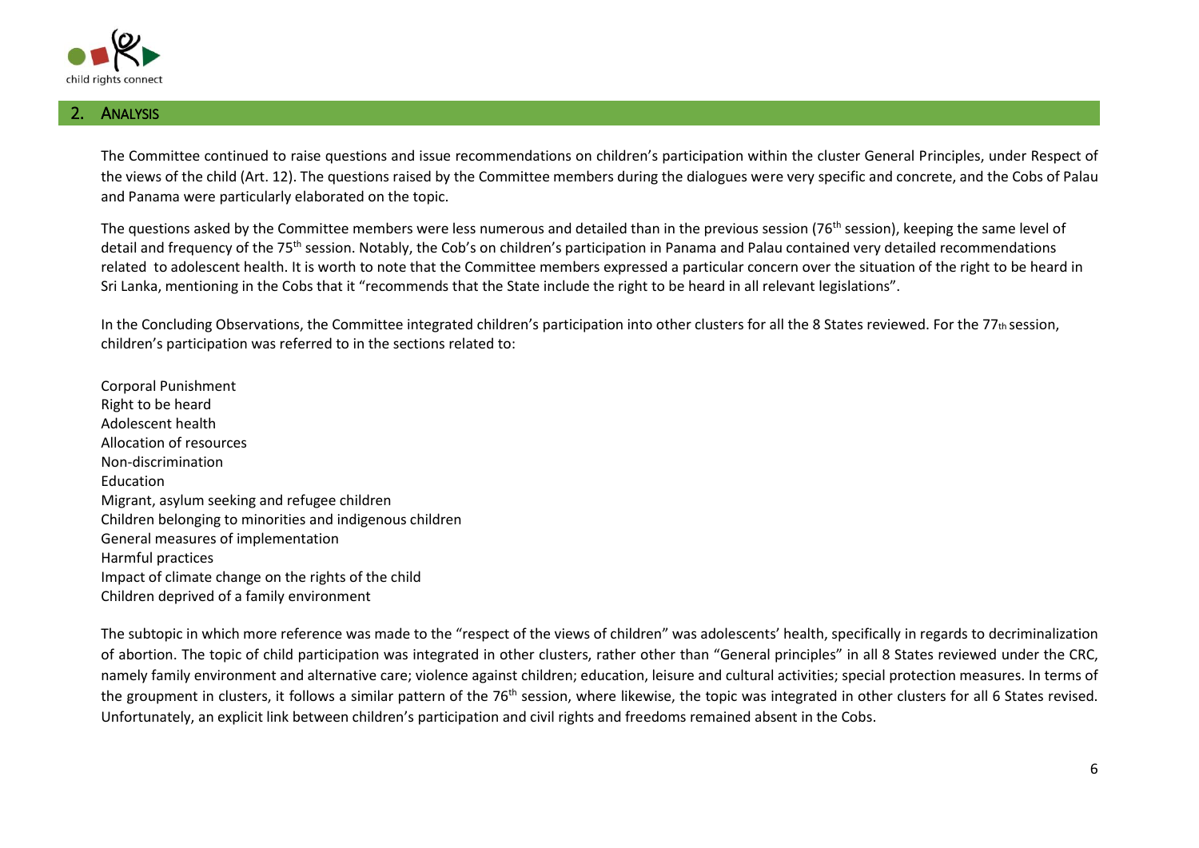## 2. ANALYSIS

The Committee continued to raise questions and issue recommendations on children's participation within the cluster General Principles, under Respect of the views of the child (Art. 12). The questions raised by the Committee members during the dialogues were very specific and concrete, and the Cobs of Palau and Panama were particularly elaborated on the topic.

The questions asked by the Committee members were less numerous and detailed than in the previous session (76th session), keeping the same level of detail and frequency of the 75th session. Notably, the Cob's on children's participation in Panama and Palau contained very detailed recommendations related to adolescent health. It is worth to note that the Committee members expressed a particular concern over the situation of the right to be heard in Sri Lanka, mentioning in the Cobs that it "recommends that the State include the right to be heard in all relevant legislations".

In the Concluding Observations, the Committee integrated children's participation into other clusters for all the 8 States reviewed. For the 77th session, children's participation was referred to in the sections related to:

Corporal Punishment
Right to be heard
Adolescent health
Allocation of resources
Non-discrimination
Education
Migrant, asylum seeking and refugee children
Children belonging to minorities and indigenous children
General measures of implementation
Harmful practices
Impact of climate change on the rights of the child
Children deprived of a family environment

The subtopic in which more reference was made to the "respect of the views of children" was adolescents' health, specifically in regards to decriminalization of abortion. The topic of child participation was integrated in other clusters, rather other than "General principles" in all 8 States reviewed under the CRC, namely family environment and alternative care; violence against children; education, leisure and cultural activities; special protection measures. In terms of the groupment in clusters, it follows a similar pattern of the 76th session, where likewise, the topic was integrated in other clusters for all 6 States revised. Unfortunately, an explicit link between children's participation and civil rights and freedoms remained absent in the Cobs.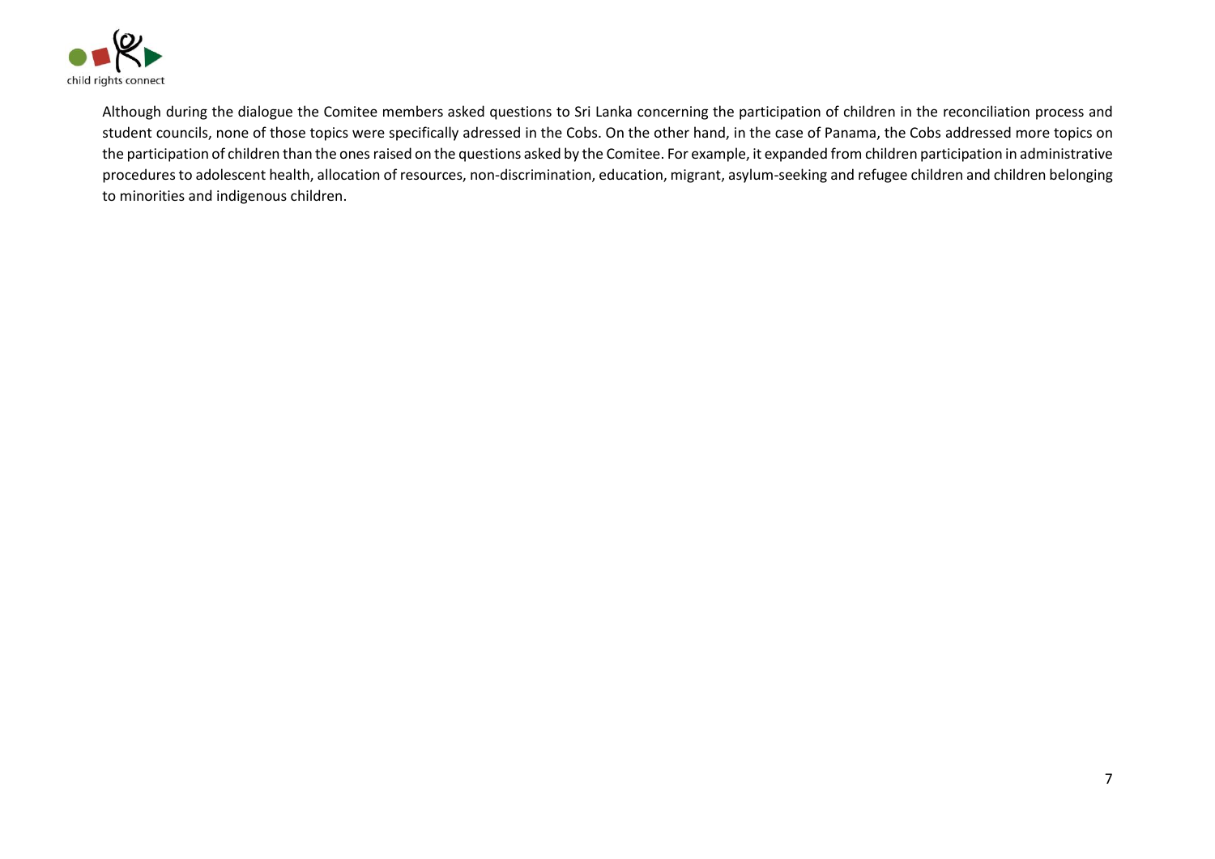Although during the dialogue the Comitee members asked questions to Sri Lanka concerning the participation of children in the reconciliation process and student councils, none of those topics were specifically adressed in the Cobs. On the other hand, in the case of Panama, the Cobs addressed more topics on the participation of children than the ones raised on the questions asked by the Comitee. For example, it expanded from children participation in administrative procedures to adolescent health, allocation of resources, non-discrimination, education, migrant, asylum-seeking and refugee children and children belonging to minorities and indigenous children.